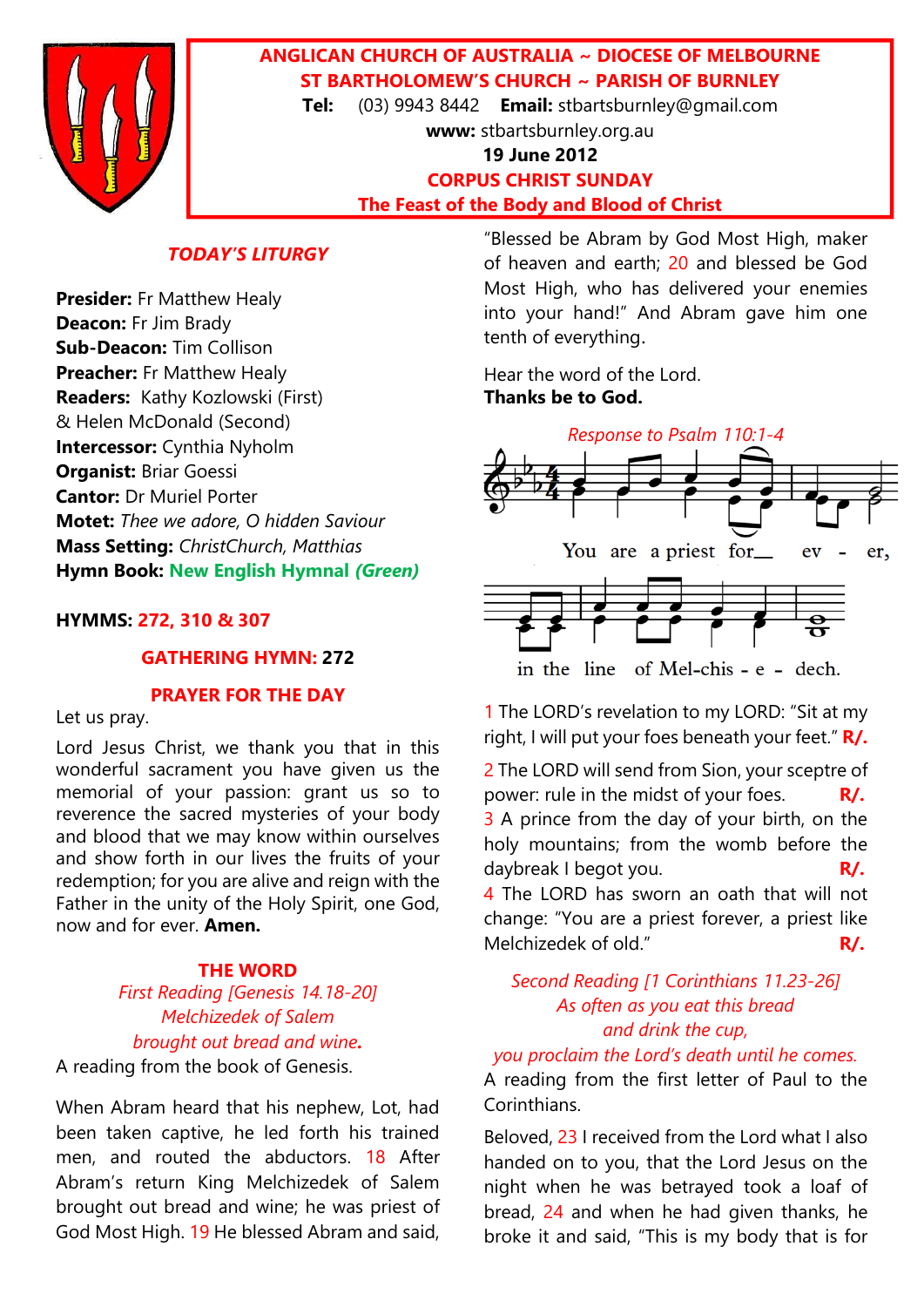**ANGLICAN CHURCH OF AUSTRALIA ~ DIOCESE OF MELBOURNE**
**ST BARTHOLOMEW'S CHURCH ~ PARISH OF BURNLEY**
**Tel:** (03) 9943 8442 **Email:** stbartsburnley@gmail.com
**www:** stbartsburnley.org.au
**19 June 2012**
**CORPUS CHRIST SUNDAY**
**The Feast of the Body and Blood of Christ**

## *TODAY'S LITURGY*

**Presider:** Fr Matthew Healy
**Deacon:** Fr Jim Brady
**Sub-Deacon:** Tim Collison
**Preacher:** Fr Matthew Healy
**Readers:** Kathy Kozlowski (First) & Helen McDonald (Second)
**Intercessor:** Cynthia Nyholm
**Organist:** Briar Goessi
**Cantor:** Dr Muriel Porter
**Motet:** *Thee we adore, O hidden Saviour*
**Mass Setting:** *ChristChurch, Matthias*
**Hymn Book:** **New English Hymnal *(Green)***

**HYMMS: 272, 310 & 307**

### GATHERING HYMN: 272

### PRAYER FOR THE DAY

Let us pray.

Lord Jesus Christ, we thank you that in this wonderful sacrament you have given us the memorial of your passion: grant us so to reverence the sacred mysteries of your body and blood that we may know within ourselves and show forth in our lives the fruits of your redemption; for you are alive and reign with the Father in the unity of the Holy Spirit, one God, now and for ever. **Amen.**

## THE WORD

*First Reading [Genesis 14.18-20]*
*Melchizedek of Salem*
*brought out bread and wine.*

A reading from the book of Genesis.

When Abram heard that his nephew, Lot, had been taken captive, he led forth his trained men, and routed the abductors. 18 After Abram's return King Melchizedek of Salem brought out bread and wine; he was priest of God Most High. 19 He blessed Abram and said, "Blessed be Abram by God Most High, maker of heaven and earth; 20 and blessed be God Most High, who has delivered your enemies into your hand!" And Abram gave him one tenth of everything.

Hear the word of the Lord.
**Thanks be to God.**

*Response to Psalm 110:1-4*

You are a priest for ever, in the line of Mel-chis-e-dech.

1 The LORD's revelation to my LORD: "Sit at my right, I will put your foes beneath your feet." **R/.**

2 The LORD will send from Sion, your sceptre of power: rule in the midst of your foes. **R/.**

3 A prince from the day of your birth, on the holy mountains; from the womb before the daybreak I begot you. **R/.**

4 The LORD has sworn an oath that will not change: "You are a priest forever, a priest like Melchizedek of old." **R/.**

*Second Reading [1 Corinthians 11.23-26]*
*As often as you eat this bread*
*and drink the cup,*
*you proclaim the Lord's death until he comes.*

A reading from the first letter of Paul to the Corinthians.

Beloved, 23 I received from the Lord what I also handed on to you, that the Lord Jesus on the night when he was betrayed took a loaf of bread, 24 and when he had given thanks, he broke it and said, "This is my body that is for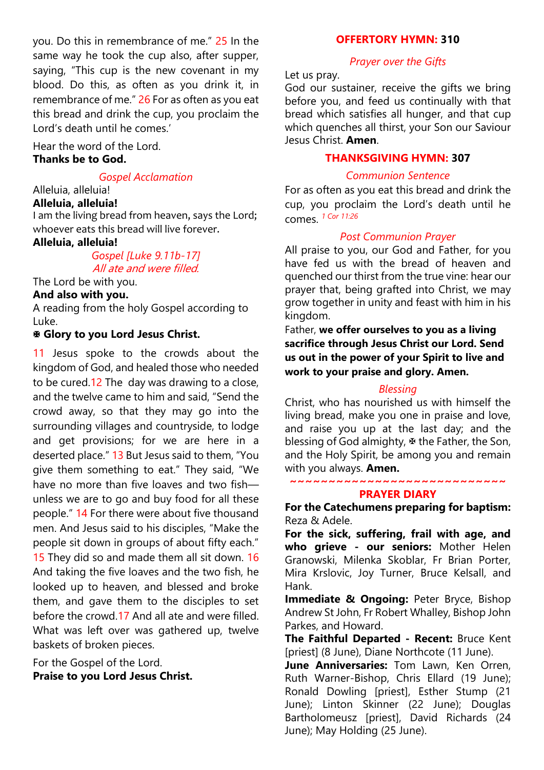you. Do this in remembrance of me." 25 In the same way he took the cup also, after supper, saying, "This cup is the new covenant in my blood. Do this, as often as you drink it, in remembrance of me." 26 For as often as you eat this bread and drink the cup, you proclaim the Lord's death until he comes.'

Hear the word of the Lord.
**Thanks be to God.**

*Gospel Acclamation*

Alleluia, alleluia!
**Alleluia, alleluia!**
I am the living bread from heaven, says the Lord; whoever eats this bread will live forever.
**Alleluia, alleluia!**

*Gospel [Luke 9.11b-17]*
*All ate and were filled.*

The Lord be with you.
**And also with you.**
A reading from the holy Gospel according to Luke.
**✠ Glory to you Lord Jesus Christ.**

11 Jesus spoke to the crowds about the kingdom of God, and healed those who needed to be cured.12 The day was drawing to a close, and the twelve came to him and said, "Send the crowd away, so that they may go into the surrounding villages and countryside, to lodge and get provisions; for we are here in a deserted place." 13 But Jesus said to them, "You give them something to eat." They said, "We have no more than five loaves and two fish—unless we are to go and buy food for all these people." 14 For there were about five thousand men. And Jesus said to his disciples, "Make the people sit down in groups of about fifty each." 15 They did so and made them all sit down. 16 And taking the five loaves and the two fish, he looked up to heaven, and blessed and broke them, and gave them to the disciples to set before the crowd.17 And all ate and were filled. What was left over was gathered up, twelve baskets of broken pieces.

For the Gospel of the Lord.
**Praise to you Lord Jesus Christ.**

## OFFERTORY HYMN: 310

*Prayer over the Gifts*

Let us pray.
God our sustainer, receive the gifts we bring before you, and feed us continually with that bread which satisfies all hunger, and that cup which quenches all thirst, your Son our Saviour Jesus Christ. **Amen**.

## THANKSGIVING HYMN: 307

*Communion Sentence*

For as often as you eat this bread and drink the cup, you proclaim the Lord's death until he comes. *1 Cor 11:26*

*Post Communion Prayer*

All praise to you, our God and Father, for you have fed us with the bread of heaven and quenched our thirst from the true vine: hear our prayer that, being grafted into Christ, we may grow together in unity and feast with him in his kingdom.
Father, **we offer ourselves to you as a living sacrifice through Jesus Christ our Lord. Send us out in the power of your Spirit to live and work to your praise and glory. Amen.**

*Blessing*

Christ, who has nourished us with himself the living bread, make you one in praise and love, and raise you up at the last day; and the blessing of God almighty, ✠ the Father, the Son, and the Holy Spirit, be among you and remain with you always. **Amen.**

~~~~~~~~~~~~~~~~~~~~~~~~~~~~~~

## PRAYER DIARY

**For the Catechumens preparing for baptism:** Reza & Adele.

**For the sick, suffering, frail with age, and who grieve - our seniors:** Mother Helen Granowski, Milenka Skoblar, Fr Brian Porter, Mira Krslovic, Joy Turner, Bruce Kelsall, and Hank.

**Immediate & Ongoing:** Peter Bryce, Bishop Andrew St John, Fr Robert Whalley, Bishop John Parkes, and Howard.

**The Faithful Departed - Recent:** Bruce Kent [priest] (8 June), Diane Northcote (11 June).

**June Anniversaries:** Tom Lawn, Ken Orren, Ruth Warner-Bishop, Chris Ellard (19 June); Ronald Dowling [priest], Esther Stump (21 June); Linton Skinner (22 June); Douglas Bartholomeusz [priest], David Richards (24 June); May Holding (25 June).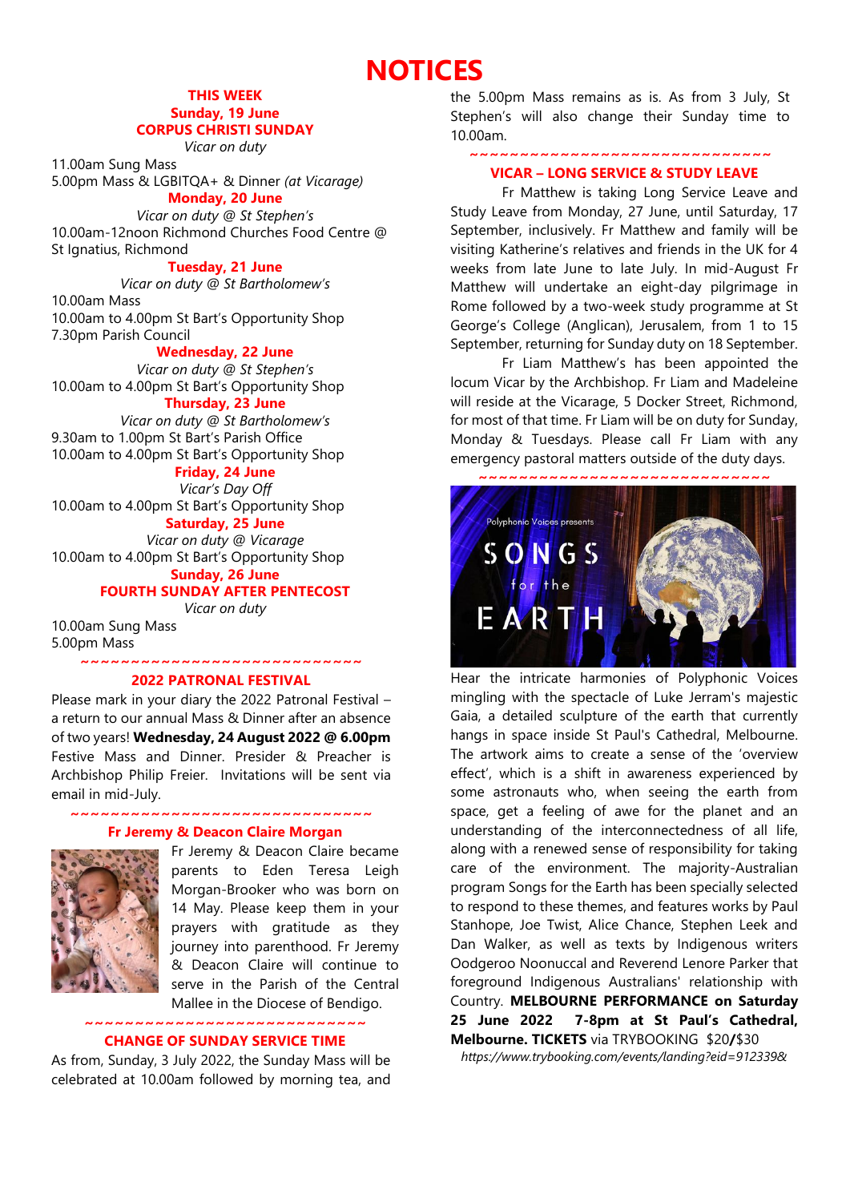# NOTICES

## THIS WEEK

### Sunday, 19 June
### CORPUS CHRISTI SUNDAY

*Vicar on duty*

11.00am Sung Mass
5.00pm Mass & LGBITQA+ & Dinner *(at Vicarage)*

### Monday, 20 June

*Vicar on duty @ St Stephen's*

10.00am-12noon Richmond Churches Food Centre @ St Ignatius, Richmond

### Tuesday, 21 June

*Vicar on duty @ St Bartholomew's*

10.00am Mass
10.00am to 4.00pm St Bart's Opportunity Shop
7.30pm Parish Council

### Wednesday, 22 June

*Vicar on duty @ St Stephen's*

10.00am to 4.00pm St Bart's Opportunity Shop

### Thursday, 23 June

*Vicar on duty @ St Bartholomew's*

9.30am to 1.00pm St Bart's Parish Office
10.00am to 4.00pm St Bart's Opportunity Shop

### Friday, 24 June

*Vicar's Day Off*

10.00am to 4.00pm St Bart's Opportunity Shop

### Saturday, 25 June

*Vicar on duty @ Vicarage*

10.00am to 4.00pm St Bart's Opportunity Shop

### Sunday, 26 June
### FOURTH SUNDAY AFTER PENTECOST

*Vicar on duty*

10.00am Sung Mass
5.00pm Mass

~~~~~~~~~~~~~~~~~~~~~~~~~~~~~~

## 2022 PATRONAL FESTIVAL

Please mark in your diary the 2022 Patronal Festival – a return to our annual Mass & Dinner after an absence of two years! **Wednesday, 24 August 2022 @ 6.00pm** Festive Mass and Dinner. Presider & Preacher is Archbishop Philip Freier. Invitations will be sent via email in mid-July.

~~~~~~~~~~~~~~~~~~~~~~~~~~~~~~

## Fr Jeremy & Deacon Claire Morgan

Fr Jeremy & Deacon Claire became parents to Eden Teresa Leigh Morgan-Brooker who was born on 14 May. Please keep them in your prayers with gratitude as they journey into parenthood. Fr Jeremy & Deacon Claire will continue to serve in the Parish of the Central Mallee in the Diocese of Bendigo.

~~~~~~~~~~~~~~~~~~~~~~~~~~~~~~

## CHANGE OF SUNDAY SERVICE TIME

As from, Sunday, 3 July 2022, the Sunday Mass will be celebrated at 10.00am followed by morning tea, and the 5.00pm Mass remains as is. As from 3 July, St Stephen's will also change their Sunday time to 10.00am.

~~~~~~~~~~~~~~~~~~~~~~~~~~~~~~

## VICAR – LONG SERVICE & STUDY LEAVE

Fr Matthew is taking Long Service Leave and Study Leave from Monday, 27 June, until Saturday, 17 September, inclusively. Fr Matthew and family will be visiting Katherine's relatives and friends in the UK for 4 weeks from late June to late July. In mid-August Fr Matthew will undertake an eight-day pilgrimage in Rome followed by a two-week study programme at St George's College (Anglican), Jerusalem, from 1 to 15 September, returning for Sunday duty on 18 September.

Fr Liam Matthew's has been appointed the locum Vicar by the Archbishop. Fr Liam and Madeleine will reside at the Vicarage, 5 Docker Street, Richmond, for most of that time. Fr Liam will be on duty for Sunday, Monday & Tuesdays. Please call Fr Liam with any emergency pastoral matters outside of the duty days.

~~~~~~~~~~~~~~~~~~~~~~~~~~~~~~

Polyphonic Voices presents
SONGS for the EARTH

Hear the intricate harmonies of Polyphonic Voices mingling with the spectacle of Luke Jerram's majestic Gaia, a detailed sculpture of the earth that currently hangs in space inside St Paul's Cathedral, Melbourne. The artwork aims to create a sense of the 'overview effect', which is a shift in awareness experienced by some astronauts who, when seeing the earth from space, get a feeling of awe for the planet and an understanding of the interconnectedness of all life, along with a renewed sense of responsibility for taking care of the environment. The majority-Australian program Songs for the Earth has been specially selected to respond to these themes, and features works by Paul Stanhope, Joe Twist, Alice Chance, Stephen Leek and Dan Walker, as well as texts by Indigenous writers Oodgeroo Noonuccal and Reverend Lenore Parker that foreground Indigenous Australians' relationship with Country. **MELBOURNE PERFORMANCE on Saturday 25 June 2022 7-8pm at St Paul's Cathedral, Melbourne. TICKETS** via TRYBOOKING $20**/**$30

*https://www.trybooking.com/events/landing?eid=912339&*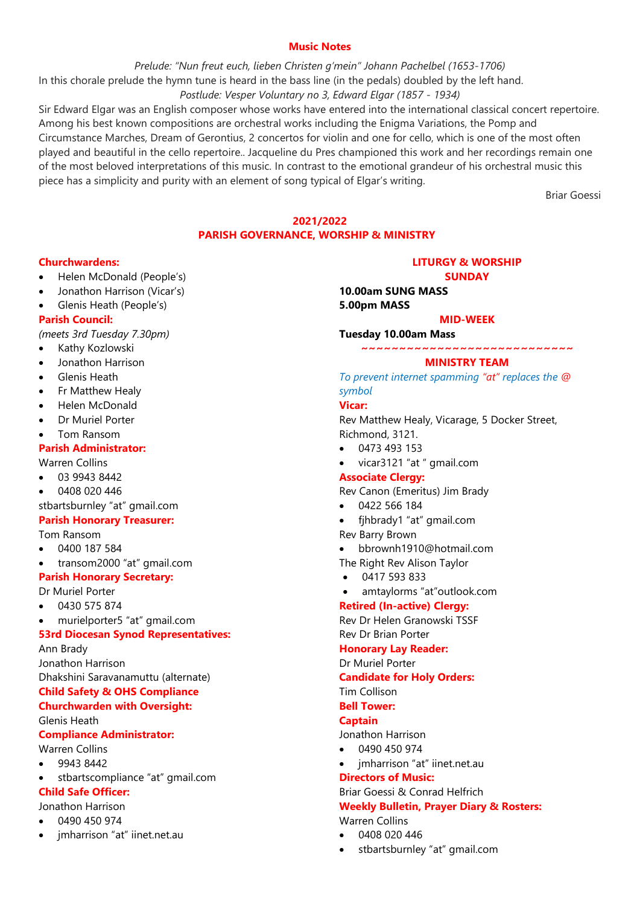## Music Notes

*Prelude: "Nun freut euch, lieben Christen g'mein" Johann Pachelbel (1653-1706)*

In this chorale prelude the hymn tune is heard in the bass line (in the pedals) doubled by the left hand.

*Postlude: Vesper Voluntary no 3, Edward Elgar (1857 - 1934)*

Sir Edward Elgar was an English composer whose works have entered into the international classical concert repertoire. Among his best known compositions are orchestral works including the Enigma Variations, the Pomp and Circumstance Marches, Dream of Gerontius, 2 concertos for violin and one for cello, which is one of the most often played and beautiful in the cello repertoire.. Jacqueline du Pres championed this work and her recordings remain one of the most beloved interpretations of this music. In contrast to the emotional grandeur of his orchestral music this piece has a simplicity and purity with an element of song typical of Elgar's writing.

Briar Goessi

## 2021/2022
## PARISH GOVERNANCE, WORSHIP & MINISTRY

**Churchwardens:**

- Helen McDonald (People's)
- Jonathon Harrison (Vicar's)
- Glenis Heath (People's)

**Parish Council:**

*(meets 3rd Tuesday 7.30pm)*

- Kathy Kozlowski
- Jonathon Harrison
- Glenis Heath
- Fr Matthew Healy
- Helen McDonald
- Dr Muriel Porter
- Tom Ransom

**Parish Administrator:**

Warren Collins

- 03 9943 8442
- 0408 020 446

stbartsburnley "at" gmail.com

**Parish Honorary Treasurer:**

Tom Ransom

- 0400 187 584
- transom2000 "at" gmail.com

**Parish Honorary Secretary:**

Dr Muriel Porter

- 0430 575 874
- murielporter5 "at" gmail.com

**53rd Diocesan Synod Representatives:**

Ann Brady
Jonathon Harrison
Dhakshini Saravanamuttu (alternate)

**Child Safety & OHS Compliance**

**Churchwarden with Oversight:**

Glenis Heath

**Compliance Administrator:**

Warren Collins

- 9943 8442
- stbartscompliance "at" gmail.com

**Child Safe Officer:**

Jonathon Harrison

- 0490 450 974
- jmharrison "at" iinet.net.au

**LITURGY & WORSHIP**

**SUNDAY**

**10.00am SUNG MASS**
**5.00pm MASS**

**MID-WEEK**

**Tuesday 10.00am Mass**

~~~~~~~~~~~~~~~~~~~~~~~~~~~~

**MINISTRY TEAM**

*To prevent internet spamming "at" replaces the @ symbol*

**Vicar:**

Rev Matthew Healy, Vicarage, 5 Docker Street, Richmond, 3121.

- 0473 493 153
- vicar3121 "at " gmail.com

**Associate Clergy:**

Rev Canon (Emeritus) Jim Brady

- 0422 566 184
- fjhbrady1 "at" gmail.com

Rev Barry Brown

- bbrownh1910@hotmail.com

The Right Rev Alison Taylor

- 0417 593 833
- amtaylorms "at"outlook.com

**Retired (In-active) Clergy:**

Rev Dr Helen Granowski TSSF
Rev Dr Brian Porter

**Honorary Lay Reader:**

Dr Muriel Porter

**Candidate for Holy Orders:**

Tim Collison

**Bell Tower:**

**Captain**

Jonathon Harrison

- 0490 450 974
- jmharrison "at" iinet.net.au

**Directors of Music:**

Briar Goessi & Conrad Helfrich

**Weekly Bulletin, Prayer Diary & Rosters:**

Warren Collins

- 0408 020 446
- stbartsburnley "at" gmail.com